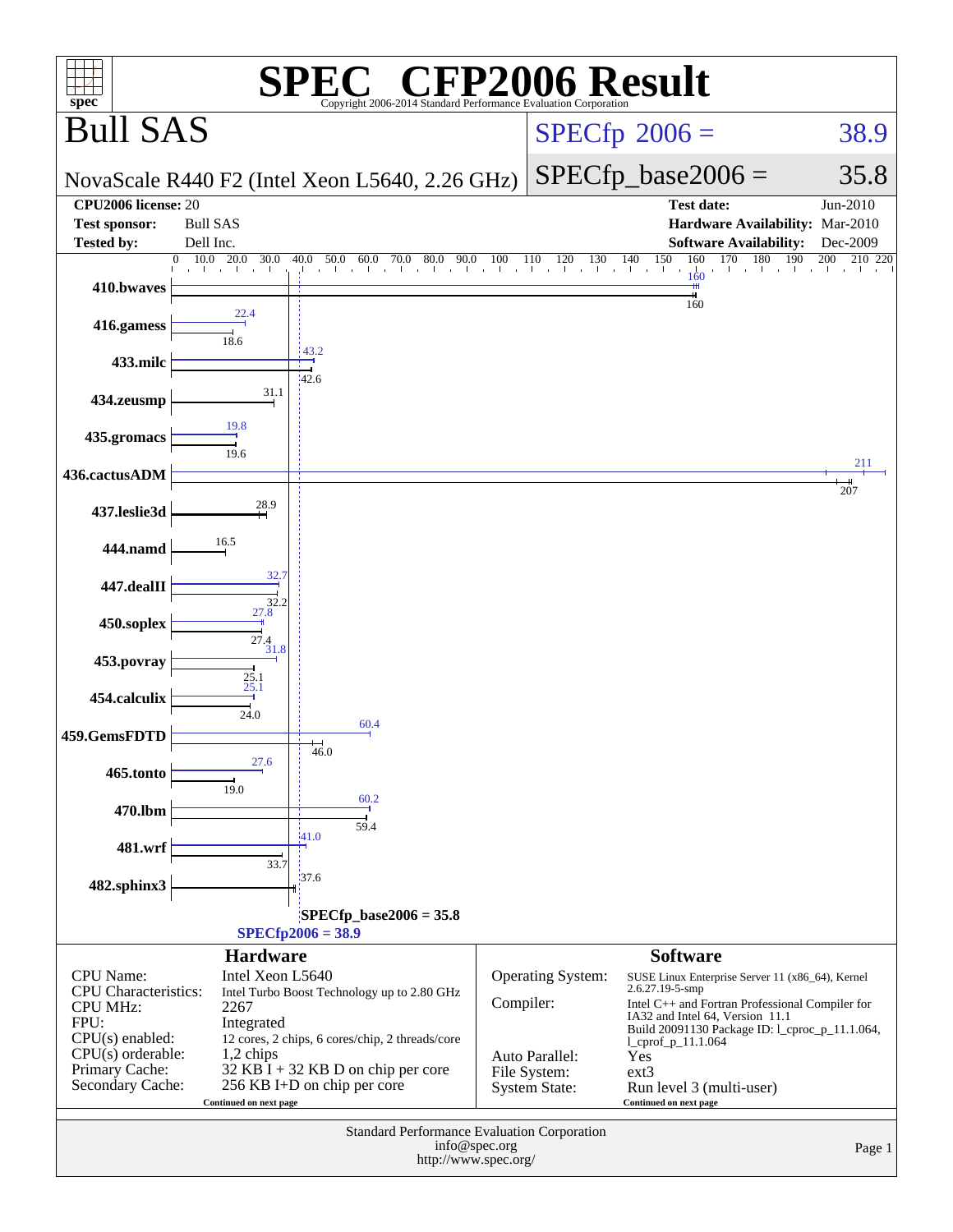# SPEC CFP2006 Result

Copyright 2006-2014 Standard Performance Evaluation Corporation

## Bull SAS

NovaScale R440 F2 (Intel Xeon L5640, 2.26 GHz)

SPECfp 2006 = 38.9

SPECfp_base2006 = 35.8

| | | | |
|---|---|---|---|
| **CPU2006 license:** | 20 | **Test date:** | Jun-2010 |
| **Test sponsor:** | Bull SAS | **Hardware Availability:** | Mar-2010 |
| **Tested by:** | Dell Inc. | **Software Availability:** | Dec-2009 |

| Benchmark | Peak | Base |
|---|---|---|
| 410.bwaves | 160 | 160 |
| 416.gamess | 22.4 | 18.6 |
| 433.milc | 43.2 | 42.6 |
| 434.zeusmp | | 31.1 |
| 435.gromacs | 19.8 | 19.6 |
| 436.cactusADM | 211 | 207 |
| 437.leslie3d | | 28.9 |
| 444.namd | | 16.5 |
| 447.dealII | 32.7 | 32.2 |
| 450.soplex | 27.8 | 27.4 |
| 453.povray | 31.8 | 25.1 |
| 454.calculix | 25.1 | 24.0 |
| 459.GemsFDTD | 60.4 | 46.0 |
| 465.tonto | 27.6 | 19.0 |
| 470.lbm | 60.2 | 59.4 |
| 481.wrf | 41.0 | 33.7 |
| 482.sphinx3 | | 37.6 |

SPECfp_base2006 = 35.8

SPECfp2006 = 38.9

## Hardware

| | |
|---|---|
| CPU Name: | Intel Xeon L5640 |
| CPU Characteristics: | Intel Turbo Boost Technology up to 2.80 GHz |
| CPU MHz: | 2267 |
| FPU: | Integrated |
| CPU(s) enabled: | 12 cores, 2 chips, 6 cores/chip, 2 threads/core |
| CPU(s) orderable: | 1,2 chips |
| Primary Cache: | 32 KB I + 32 KB D on chip per core |
| Secondary Cache: | 256 KB I+D on chip per core |

Continued on next page

## Software

| | |
|---|---|
| Operating System: | SUSE Linux Enterprise Server 11 (x86_64), Kernel 2.6.27.19-5-smp |
| Compiler: | Intel C++ and Fortran Professional Compiler for IA32 and Intel 64, Version 11.1 Build 20091130 Package ID: l_cproc_p_11.1.064, l_cprof_p_11.1.064 |
| Auto Parallel: | Yes |
| File System: | ext3 |
| System State: | Run level 3 (multi-user) |

Continued on next page

Standard Performance Evaluation Corporation
info@spec.org
http://www.spec.org/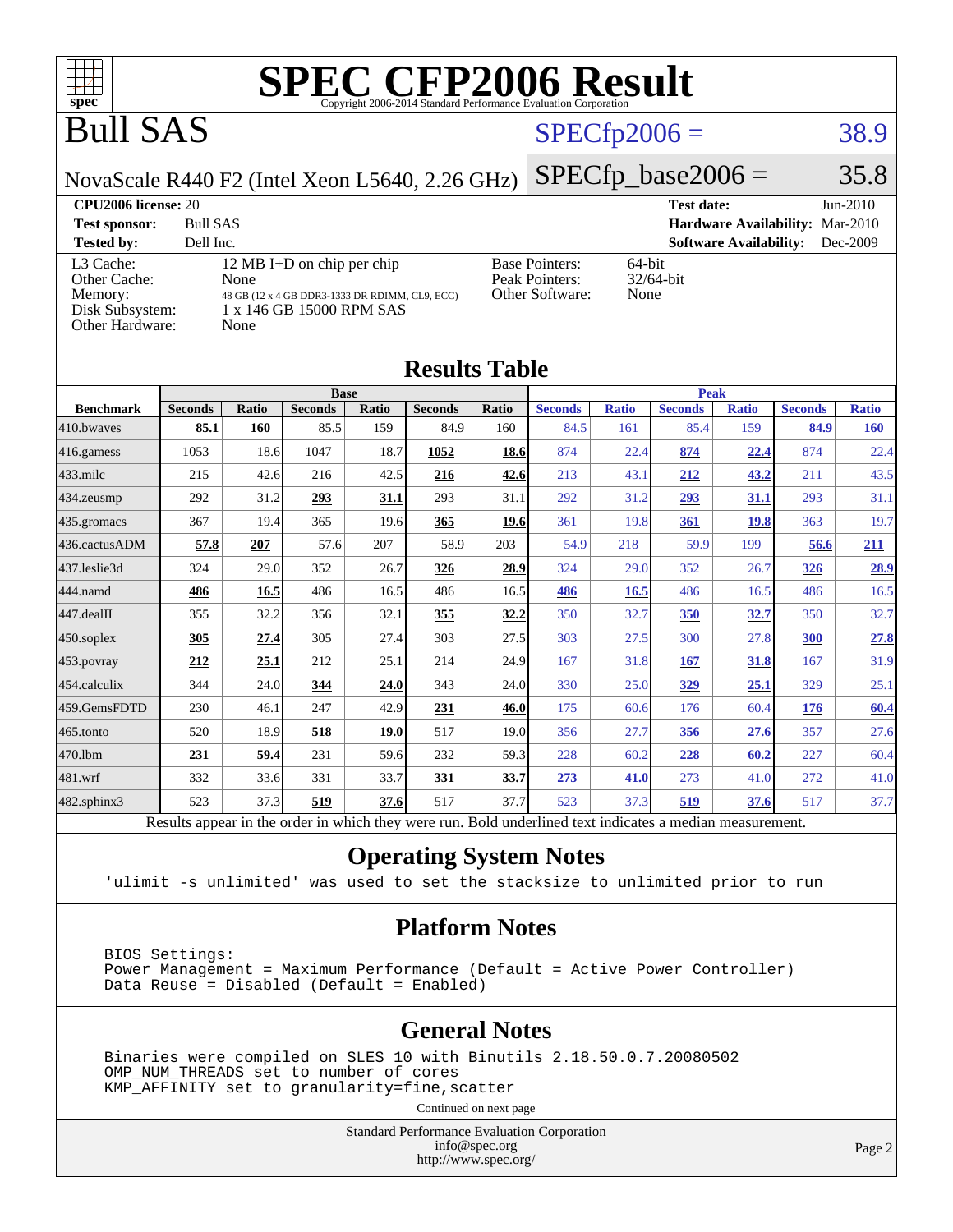# SPEC CFP2006 Result

Copyright 2006-2014 Standard Performance Evaluation Corporation

# Bull SAS

NovaScale R440 F2 (Intel Xeon L5640, 2.26 GHz)

SPECfp2006 = 38.9

SPECfp_base2006 = 35.8

| **CPU2006 license:** 20 | | **Test date:** | Jun-2010 |
|---|---|---|---|
| **Test sponsor:** | Bull SAS | **Hardware Availability:** | Mar-2010 |
| **Tested by:** | Dell Inc. | **Software Availability:** | Dec-2009 |

| | | | |
|---|---|---|---|
| L3 Cache: | 12 MB I+D on chip per chip | Base Pointers: | 64-bit |
| Other Cache: | None | Peak Pointers: | 32/64-bit |
| Memory: | 48 GB (12 x 4 GB DDR3-1333 DR RDIMM, CL9, ECC) | Other Software: | None |
| Disk Subsystem: | 1 x 146 GB 15000 RPM SAS | | |
| Other Hardware: | None | | |

## Results Table

| | Base | | | | | | Peak | | | | | |
|---|---|---|---|---|---|---|---|---|---|---|---|---|
| **Benchmark** | **Seconds** | **Ratio** | **Seconds** | **Ratio** | **Seconds** | **Ratio** | **Seconds** | **Ratio** | **Seconds** | **Ratio** | **Seconds** | **Ratio** |
| 410.bwaves | **85.1** | **160** | 85.5 | 159 | 84.9 | 160 | 84.5 | 161 | 85.4 | 159 | **84.9** | **160** |
| 416.gamess | 1053 | 18.6 | 1047 | 18.7 | **1052** | **18.6** | 874 | 22.4 | **874** | **22.4** | 874 | 22.4 |
| 433.milc | 215 | 42.6 | 216 | 42.5 | **216** | **42.6** | 213 | 43.1 | **212** | **43.2** | 211 | 43.5 |
| 434.zeusmp | 292 | 31.2 | **293** | **31.1** | 293 | 31.1 | 292 | 31.2 | **293** | **31.1** | 293 | 31.1 |
| 435.gromacs | 367 | 19.4 | 365 | 19.6 | **365** | **19.6** | 361 | 19.8 | **361** | **19.8** | 363 | 19.7 |
| 436.cactusADM | **57.8** | **207** | 57.6 | 207 | 58.9 | 203 | 54.9 | 218 | 59.9 | 199 | **56.6** | **211** |
| 437.leslie3d | 324 | 29.0 | 352 | 26.7 | **326** | **28.9** | 324 | 29.0 | 352 | 26.7 | **326** | **28.9** |
| 444.namd | **486** | **16.5** | 486 | 16.5 | 486 | 16.5 | **486** | **16.5** | 486 | 16.5 | 486 | 16.5 |
| 447.dealII | 355 | 32.2 | 356 | 32.1 | **355** | **32.2** | 350 | 32.7 | **350** | **32.7** | 350 | 32.7 |
| 450.soplex | **305** | **27.4** | 305 | 27.4 | 303 | 27.5 | 303 | 27.5 | 300 | 27.8 | **300** | **27.8** |
| 453.povray | **212** | **25.1** | 212 | 25.1 | 214 | 24.9 | 167 | 31.8 | **167** | **31.8** | 167 | 31.9 |
| 454.calculix | 344 | 24.0 | **344** | **24.0** | 343 | 24.0 | 330 | 25.0 | **329** | **25.1** | 329 | 25.1 |
| 459.GemsFDTD | 230 | 46.1 | 247 | 42.9 | **231** | **46.0** | 175 | 60.6 | 176 | 60.4 | **176** | **60.4** |
| 465.tonto | 520 | 18.9 | **518** | **19.0** | 517 | 19.0 | 356 | 27.7 | **356** | **27.6** | 357 | 27.6 |
| 470.lbm | **231** | **59.4** | 231 | 59.6 | 232 | 59.3 | 228 | 60.2 | **228** | **60.2** | 227 | 60.4 |
| 481.wrf | 332 | 33.6 | 331 | 33.7 | **331** | **33.7** | **273** | **41.0** | 273 | 41.0 | 272 | 41.0 |
| 482.sphinx3 | 523 | 37.3 | **519** | **37.6** | 517 | 37.7 | 523 | 37.3 | **519** | **37.6** | 517 | 37.7 |

Results appear in the order in which they were run. Bold underlined text indicates a median measurement.

## Operating System Notes

```
'ulimit -s unlimited' was used to set the stacksize to unlimited prior to run
```

## Platform Notes

```
BIOS Settings:
Power Management = Maximum Performance (Default = Active Power Controller)
Data Reuse = Disabled (Default = Enabled)
```

## General Notes

```
Binaries were compiled on SLES 10 with Binutils 2.18.50.0.7.20080502
OMP_NUM_THREADS set to number of cores
KMP_AFFINITY set to granularity=fine,scatter
```

Continued on next page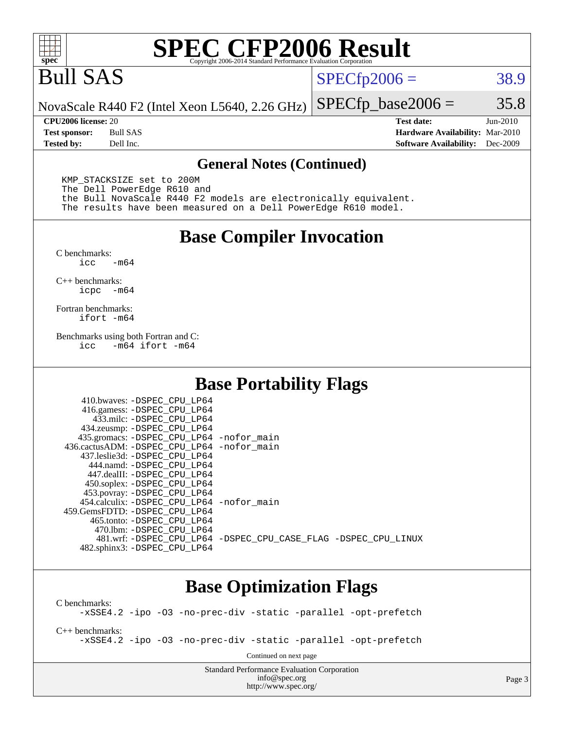# SPEC CFP2006 Result

Copyright 2006-2014 Standard Performance Evaluation Corporation

# Bull SAS

NovaScale R440 F2 (Intel Xeon L5640, 2.26 GHz)

SPECfp2006 = 38.9

SPECfp_base2006 = 35.8

**CPU2006 license:** 20
**Test sponsor:** Bull SAS
**Tested by:** Dell Inc.

**Test date:** Jun-2010
**Hardware Availability:** Mar-2010
**Software Availability:** Dec-2009

## General Notes (Continued)

```
KMP_STACKSIZE set to 200M
The Dell PowerEdge R610 and
the Bull NovaScale R440 F2 models are electronically equivalent.
The results have been measured on a Dell PowerEdge R610 model.
```

## Base Compiler Invocation

C benchmarks:
```
icc   -m64
```

C++ benchmarks:
```
icpc  -m64
```

Fortran benchmarks:
```
ifort -m64
```

Benchmarks using both Fortran and C:
```
icc   -m64 ifort -m64
```

## Base Portability Flags

```
    410.bwaves: -DSPEC_CPU_LP64
    416.gamess: -DSPEC_CPU_LP64
      433.milc: -DSPEC_CPU_LP64
   434.zeusmp: -DSPEC_CPU_LP64
   435.gromacs: -DSPEC_CPU_LP64 -nofor_main
436.cactusADM: -DSPEC_CPU_LP64 -nofor_main
  437.leslie3d: -DSPEC_CPU_LP64
     444.namd: -DSPEC_CPU_LP64
   447.dealII: -DSPEC_CPU_LP64
   450.soplex: -DSPEC_CPU_LP64
   453.povray: -DSPEC_CPU_LP64
 454.calculix: -DSPEC_CPU_LP64 -nofor_main
459.GemsFDTD: -DSPEC_CPU_LP64
    465.tonto: -DSPEC_CPU_LP64
      470.lbm: -DSPEC_CPU_LP64
      481.wrf: -DSPEC_CPU_LP64 -DSPEC_CPU_CASE_FLAG -DSPEC_CPU_LINUX
  482.sphinx3: -DSPEC_CPU_LP64
```

## Base Optimization Flags

C benchmarks:
```
-xSSE4.2 -ipo -O3 -no-prec-div -static -parallel -opt-prefetch
```

C++ benchmarks:
```
-xSSE4.2 -ipo -O3 -no-prec-div -static -parallel -opt-prefetch
```

Continued on next page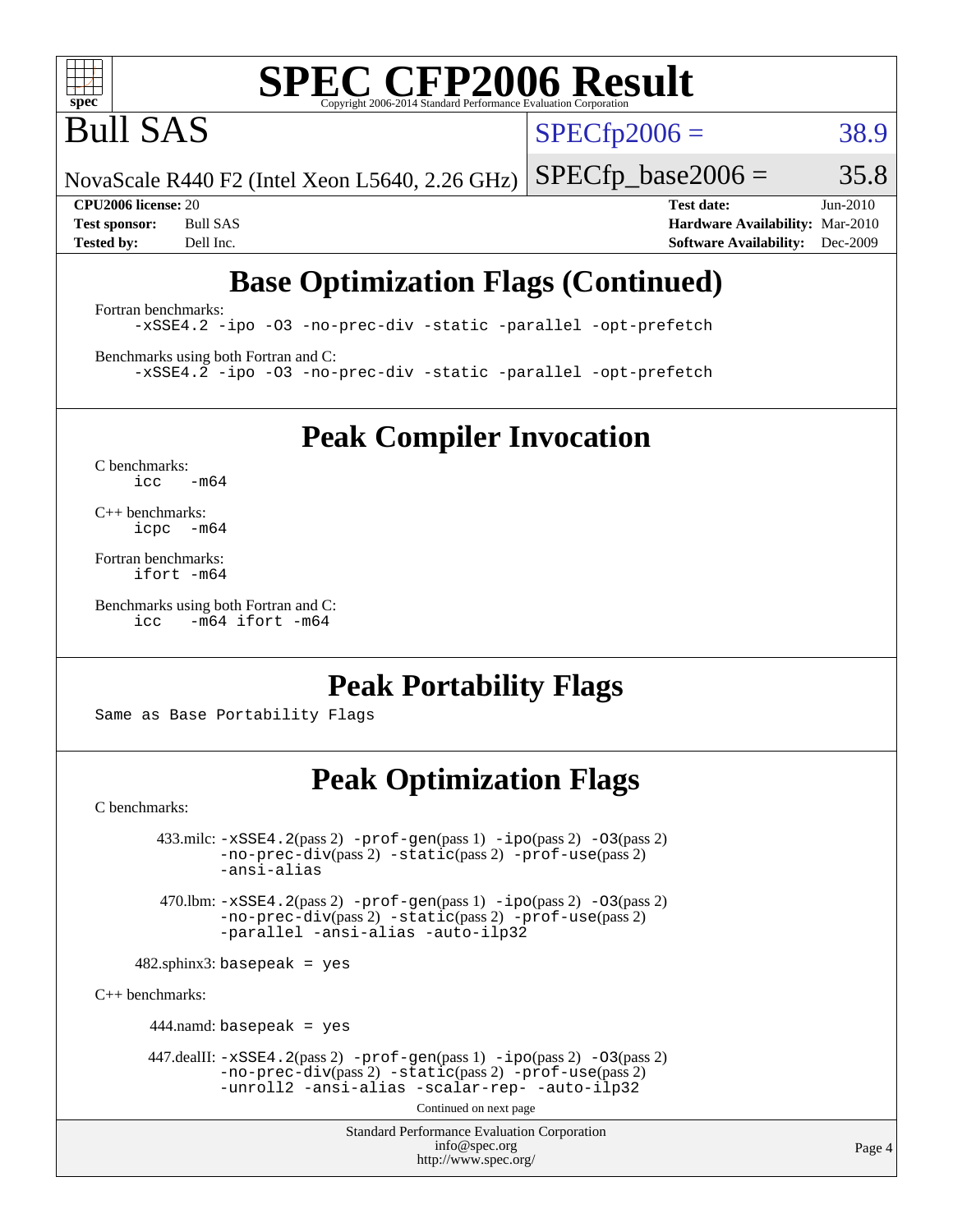## Base Optimization Flags (Continued)

Fortran benchmarks:

```
-xSSE4.2 -ipo -O3 -no-prec-div -static -parallel -opt-prefetch
```

Benchmarks using both Fortran and C:

```
-xSSE4.2 -ipo -O3 -no-prec-div -static -parallel -opt-prefetch
```

## Peak Compiler Invocation

C benchmarks:

```
icc   -m64
```

C++ benchmarks:

```
icpc  -m64
```

Fortran benchmarks:

```
ifort -m64
```

Benchmarks using both Fortran and C:

```
icc   -m64 ifort -m64
```

## Peak Portability Flags

Same as Base Portability Flags

## Peak Optimization Flags

C benchmarks:

433.milc: -xSSE4.2(pass 2) -prof-gen(pass 1) -ipo(pass 2) -O3(pass 2) -no-prec-div(pass 2) -static(pass 2) -prof-use(pass 2) -ansi-alias

470.lbm: -xSSE4.2(pass 2) -prof-gen(pass 1) -ipo(pass 2) -O3(pass 2) -no-prec-div(pass 2) -static(pass 2) -prof-use(pass 2) -parallel -ansi-alias -auto-ilp32

482.sphinx3: basepeak = yes

C++ benchmarks:

444.namd: basepeak = yes

447.dealII: -xSSE4.2(pass 2) -prof-gen(pass 1) -ipo(pass 2) -O3(pass 2) -no-prec-div(pass 2) -static(pass 2) -prof-use(pass 2) -unroll2 -ansi-alias -scalar-rep- -auto-ilp32

Continued on next page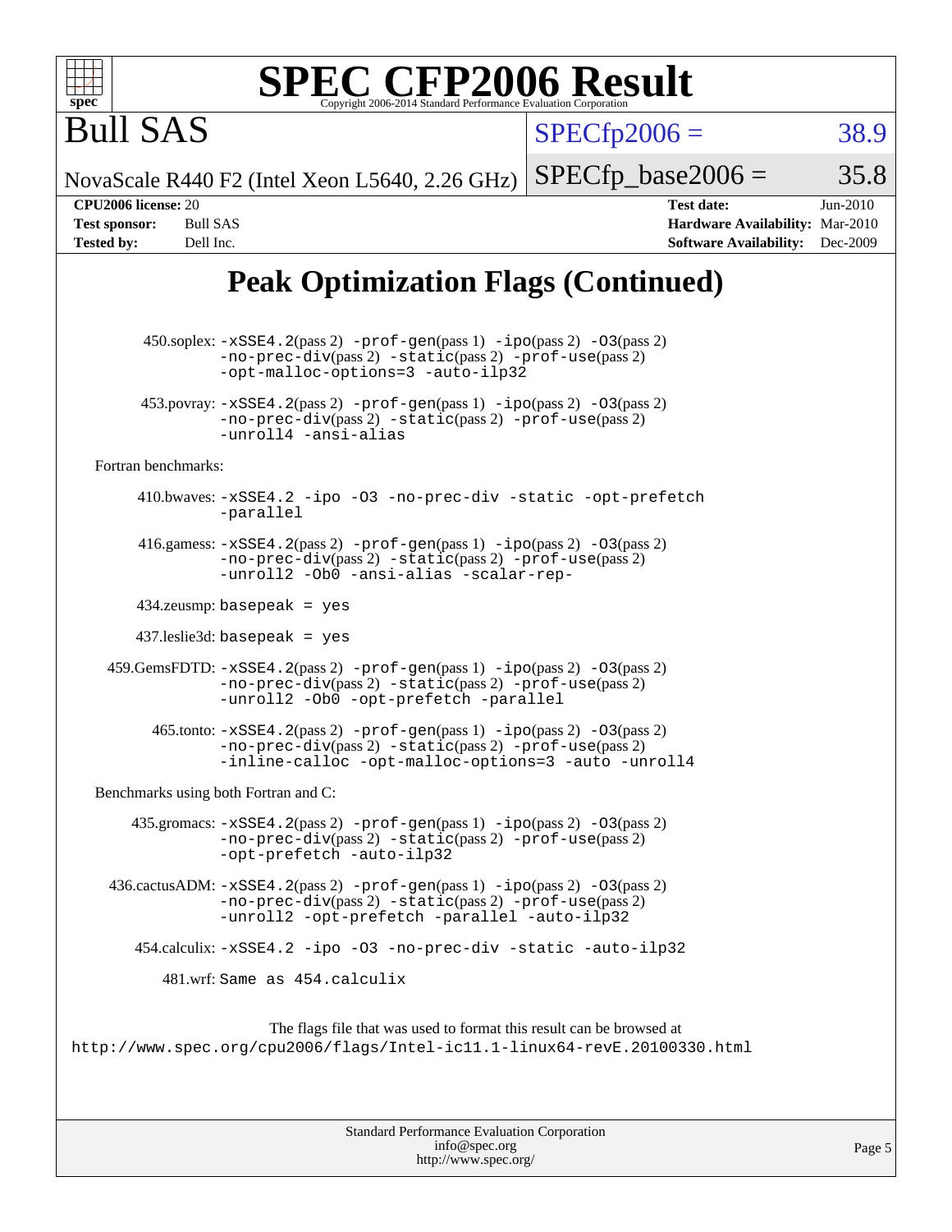# SPEC CFP2006 Result

Copyright 2006-2014 Standard Performance Evaluation Corporation

## Bull SAS

NovaScale R440 F2 (Intel Xeon L5640, 2.26 GHz)

SPECfp2006 = 38.9

SPECfp_base2006 = 35.8

**CPU2006 license:** 20
**Test sponsor:** Bull SAS
**Tested by:** Dell Inc.

**Test date:** Jun-2010
**Hardware Availability:** Mar-2010
**Software Availability:** Dec-2009

## Peak Optimization Flags (Continued)

450.soplex: -xSSE4.2(pass 2) -prof-gen(pass 1) -ipo(pass 2) -O3(pass 2) -no-prec-div(pass 2) -static(pass 2) -prof-use(pass 2) -opt-malloc-options=3 -auto-ilp32

453.povray: -xSSE4.2(pass 2) -prof-gen(pass 1) -ipo(pass 2) -O3(pass 2) -no-prec-div(pass 2) -static(pass 2) -prof-use(pass 2) -unroll4 -ansi-alias

Fortran benchmarks:

410.bwaves: -xSSE4.2 -ipo -O3 -no-prec-div -static -opt-prefetch -parallel

416.gamess: -xSSE4.2(pass 2) -prof-gen(pass 1) -ipo(pass 2) -O3(pass 2) -no-prec-div(pass 2) -static(pass 2) -prof-use(pass 2) -unroll2 -Ob0 -ansi-alias -scalar-rep-

434.zeusmp: basepeak = yes

437.leslie3d: basepeak = yes

459.GemsFDTD: -xSSE4.2(pass 2) -prof-gen(pass 1) -ipo(pass 2) -O3(pass 2) -no-prec-div(pass 2) -static(pass 2) -prof-use(pass 2) -unroll2 -Ob0 -opt-prefetch -parallel

465.tonto: -xSSE4.2(pass 2) -prof-gen(pass 1) -ipo(pass 2) -O3(pass 2) -no-prec-div(pass 2) -static(pass 2) -prof-use(pass 2) -inline-calloc -opt-malloc-options=3 -auto -unroll4

Benchmarks using both Fortran and C:

435.gromacs: -xSSE4.2(pass 2) -prof-gen(pass 1) -ipo(pass 2) -O3(pass 2) -no-prec-div(pass 2) -static(pass 2) -prof-use(pass 2) -opt-prefetch -auto-ilp32

436.cactusADM: -xSSE4.2(pass 2) -prof-gen(pass 1) -ipo(pass 2) -O3(pass 2) -no-prec-div(pass 2) -static(pass 2) -prof-use(pass 2) -unroll2 -opt-prefetch -parallel -auto-ilp32

454.calculix: -xSSE4.2 -ipo -O3 -no-prec-div -static -auto-ilp32

481.wrf: Same as 454.calculix

The flags file that was used to format this result can be browsed at
http://www.spec.org/cpu2006/flags/Intel-ic11.1-linux64-revE.20100330.html

Standard Performance Evaluation Corporation
info@spec.org
http://www.spec.org/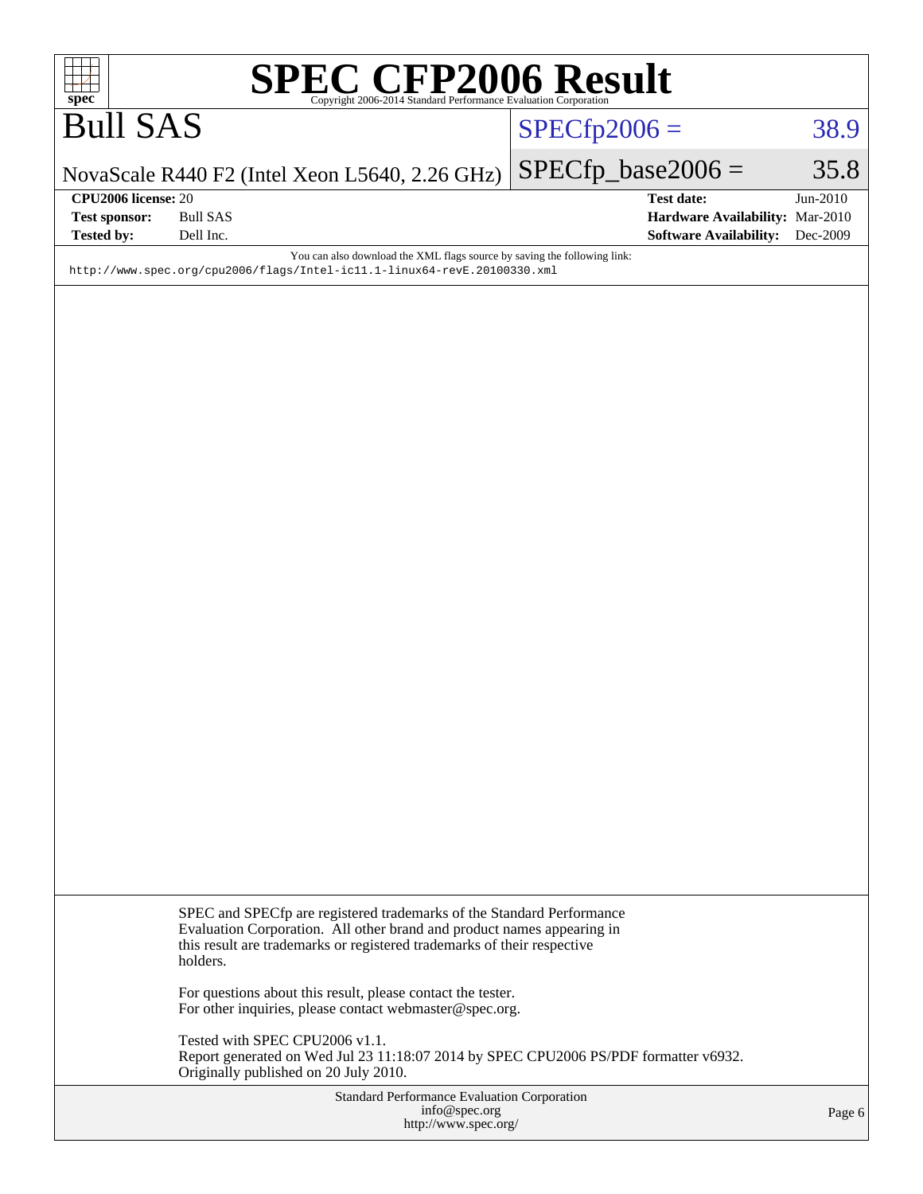# SPEC CFP2006 Result

Copyright 2006-2014 Standard Performance Evaluation Corporation

## Bull SAS

NovaScale R440 F2 (Intel Xeon L5640, 2.26 GHz)

$SPECfp2006 = 38.9$

$SPECfp\_base2006 = 35.8$

| | | | |
|---|---|---|---|
| **CPU2006 license:** | 20 | **Test date:** | Jun-2010 |
| **Test sponsor:** | Bull SAS | **Hardware Availability:** | Mar-2010 |
| **Tested by:** | Dell Inc. | **Software Availability:** | Dec-2009 |

You can also download the XML flags source by saving the following link:
http://www.spec.org/cpu2006/flags/Intel-ic11.1-linux64-revE.20100330.xml

SPEC and SPECfp are registered trademarks of the Standard Performance Evaluation Corporation. All other brand and product names appearing in this result are trademarks or registered trademarks of their respective holders.

For questions about this result, please contact the tester.
For other inquiries, please contact webmaster@spec.org.

Tested with SPEC CPU2006 v1.1.
Report generated on Wed Jul 23 11:18:07 2014 by SPEC CPU2006 PS/PDF formatter v6932.
Originally published on 20 July 2010.

Standard Performance Evaluation Corporation
info@spec.org
http://www.spec.org/